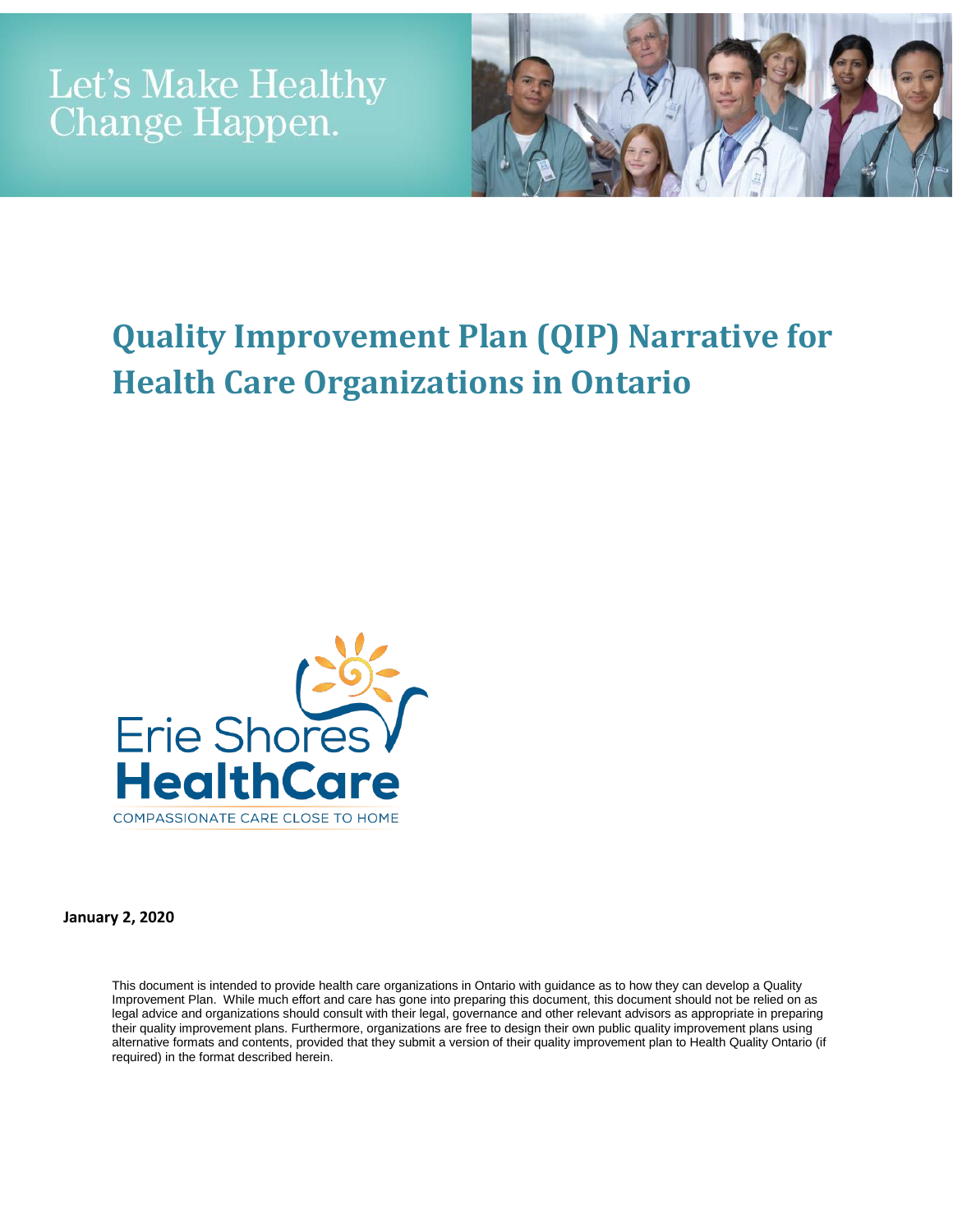Let's Make Healthy Change Happen.

# Quality Improvement Plan (QIP) Narrative for Health Care Organizations in Ontario

Erie Shores HealthCare

COMPASSIONATE CARE CLOSE TO HOME

**January 2, 2020**

This document is intended to provide health care organizations in Ontario with guidance as to how they can develop a Quality Improvement Plan. While much effort and care has gone into preparing this document, this document should not be relied on as legal advice and organizations should consult with their legal, governance and other relevant advisors as appropriate in preparing their quality improvement plans. Furthermore, organizations are free to design their own public quality improvement plans using alternative formats and contents, provided that they submit a version of their quality improvement plan to Health Quality Ontario (if required) in the format described herein.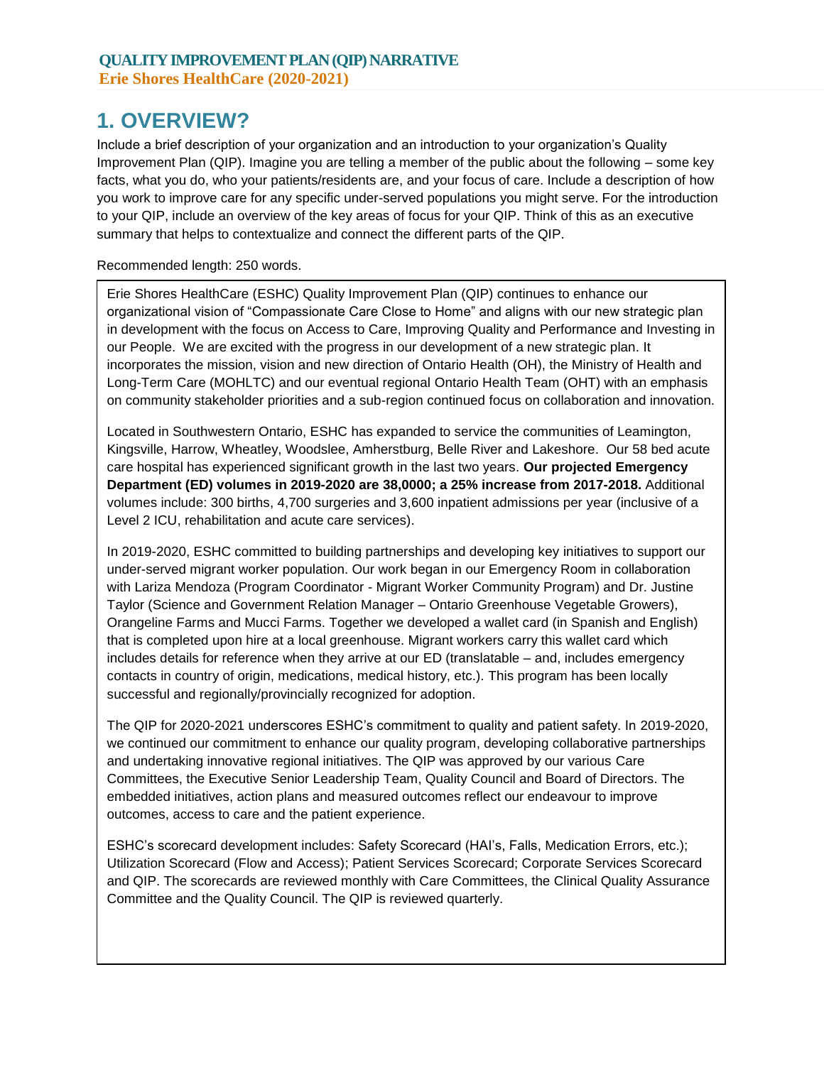**QUALITY IMPROVEMENT PLAN (QIP) NARRATIVE**
**Erie Shores HealthCare (2020-2021)**

# 1. OVERVIEW?

Include a brief description of your organization and an introduction to your organization's Quality Improvement Plan (QIP). Imagine you are telling a member of the public about the following – some key facts, what you do, who your patients/residents are, and your focus of care. Include a description of how you work to improve care for any specific under-served populations you might serve. For the introduction to your QIP, include an overview of the key areas of focus for your QIP. Think of this as an executive summary that helps to contextualize and connect the different parts of the QIP.

Recommended length: 250 words.

Erie Shores HealthCare (ESHC) Quality Improvement Plan (QIP) continues to enhance our organizational vision of "Compassionate Care Close to Home" and aligns with our new strategic plan in development with the focus on Access to Care, Improving Quality and Performance and Investing in our People. We are excited with the progress in our development of a new strategic plan. It incorporates the mission, vision and new direction of Ontario Health (OH), the Ministry of Health and Long-Term Care (MOHLTC) and our eventual regional Ontario Health Team (OHT) with an emphasis on community stakeholder priorities and a sub-region continued focus on collaboration and innovation.

Located in Southwestern Ontario, ESHC has expanded to service the communities of Leamington, Kingsville, Harrow, Wheatley, Woodslee, Amherstburg, Belle River and Lakeshore. Our 58 bed acute care hospital has experienced significant growth in the last two years. **Our projected Emergency Department (ED) volumes in 2019-2020 are 38,0000; a 25% increase from 2017-2018.** Additional volumes include: 300 births, 4,700 surgeries and 3,600 inpatient admissions per year (inclusive of a Level 2 ICU, rehabilitation and acute care services).

In 2019-2020, ESHC committed to building partnerships and developing key initiatives to support our under-served migrant worker population. Our work began in our Emergency Room in collaboration with Lariza Mendoza (Program Coordinator - Migrant Worker Community Program) and Dr. Justine Taylor (Science and Government Relation Manager – Ontario Greenhouse Vegetable Growers), Orangeline Farms and Mucci Farms. Together we developed a wallet card (in Spanish and English) that is completed upon hire at a local greenhouse. Migrant workers carry this wallet card which includes details for reference when they arrive at our ED (translatable – and, includes emergency contacts in country of origin, medications, medical history, etc.). This program has been locally successful and regionally/provincially recognized for adoption.

The QIP for 2020-2021 underscores ESHC's commitment to quality and patient safety. In 2019-2020, we continued our commitment to enhance our quality program, developing collaborative partnerships and undertaking innovative regional initiatives. The QIP was approved by our various Care Committees, the Executive Senior Leadership Team, Quality Council and Board of Directors. The embedded initiatives, action plans and measured outcomes reflect our endeavour to improve outcomes, access to care and the patient experience.

ESHC's scorecard development includes: Safety Scorecard (HAI's, Falls, Medication Errors, etc.); Utilization Scorecard (Flow and Access); Patient Services Scorecard; Corporate Services Scorecard and QIP. The scorecards are reviewed monthly with Care Committees, the Clinical Quality Assurance Committee and the Quality Council. The QIP is reviewed quarterly.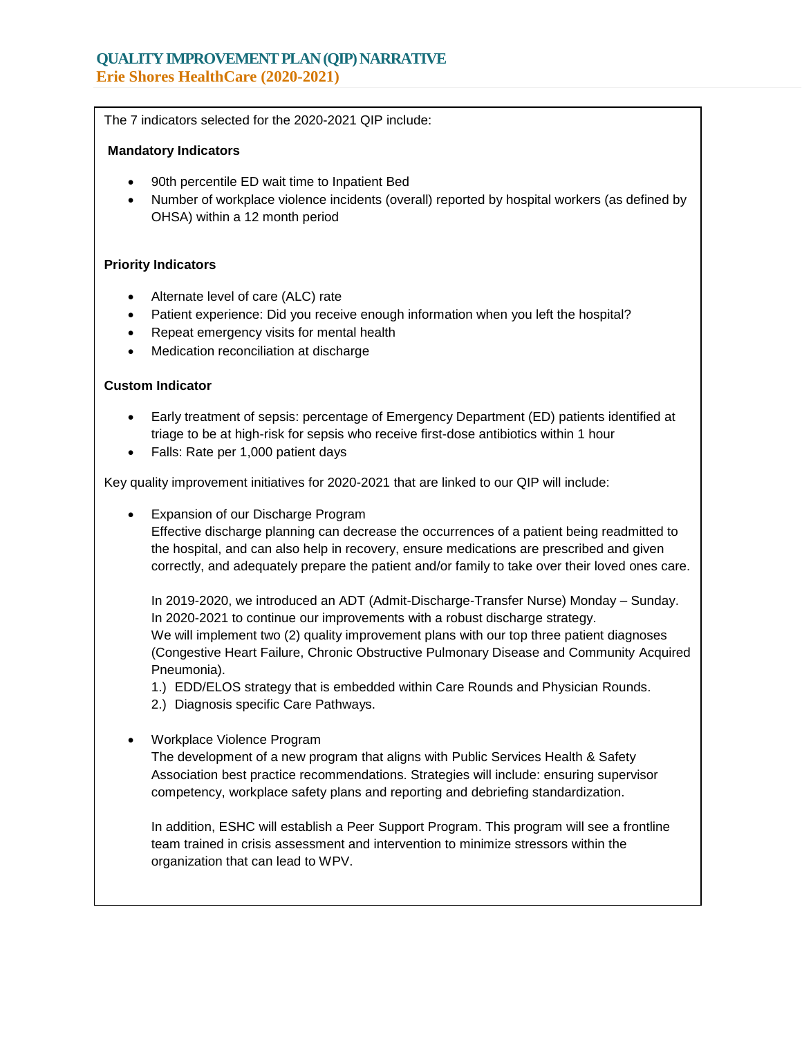# QUALITY IMPROVEMENT PLAN (QIP) NARRATIVE

## Erie Shores HealthCare (2020-2021)

The 7 indicators selected for the 2020-2021 QIP include:

**Mandatory Indicators**

- 90th percentile ED wait time to Inpatient Bed
- Number of workplace violence incidents (overall) reported by hospital workers (as defined by OHSA) within a 12 month period

**Priority Indicators**

- Alternate level of care (ALC) rate
- Patient experience: Did you receive enough information when you left the hospital?
- Repeat emergency visits for mental health
- Medication reconciliation at discharge

**Custom Indicator**

- Early treatment of sepsis: percentage of Emergency Department (ED) patients identified at triage to be at high-risk for sepsis who receive first-dose antibiotics within 1 hour
- Falls: Rate per 1,000 patient days

Key quality improvement initiatives for 2020-2021 that are linked to our QIP will include:

- Expansion of our Discharge Program
  Effective discharge planning can decrease the occurrences of a patient being readmitted to the hospital, and can also help in recovery, ensure medications are prescribed and given correctly, and adequately prepare the patient and/or family to take over their loved ones care.

  In 2019-2020, we introduced an ADT (Admit-Discharge-Transfer Nurse) Monday – Sunday. In 2020-2021 to continue our improvements with a robust discharge strategy.
  We will implement two (2) quality improvement plans with our top three patient diagnoses (Congestive Heart Failure, Chronic Obstructive Pulmonary Disease and Community Acquired Pneumonia).
  1.) EDD/ELOS strategy that is embedded within Care Rounds and Physician Rounds.
  2.) Diagnosis specific Care Pathways.

- Workplace Violence Program
  The development of a new program that aligns with Public Services Health & Safety Association best practice recommendations. Strategies will include: ensuring supervisor competency, workplace safety plans and reporting and debriefing standardization.

  In addition, ESHC will establish a Peer Support Program. This program will see a frontline team trained in crisis assessment and intervention to minimize stressors within the organization that can lead to WPV.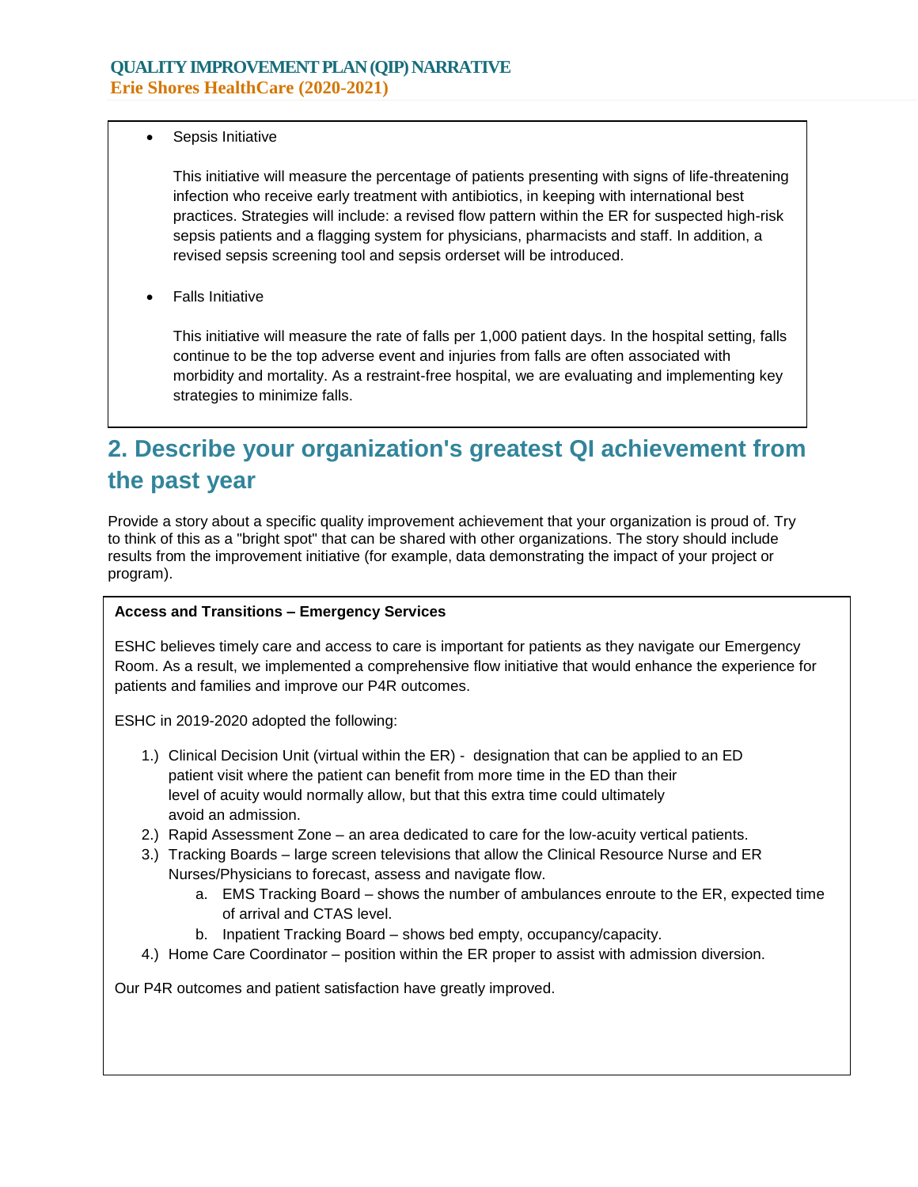- Sepsis Initiative

  This initiative will measure the percentage of patients presenting with signs of life-threatening infection who receive early treatment with antibiotics, in keeping with international best practices. Strategies will include: a revised flow pattern within the ER for suspected high-risk sepsis patients and a flagging system for physicians, pharmacists and staff. In addition, a revised sepsis screening tool and sepsis orderset will be introduced.

- Falls Initiative

  This initiative will measure the rate of falls per 1,000 patient days. In the hospital setting, falls continue to be the top adverse event and injuries from falls are often associated with morbidity and mortality. As a restraint-free hospital, we are evaluating and implementing key strategies to minimize falls.

## 2. Describe your organization's greatest QI achievement from the past year

Provide a story about a specific quality improvement achievement that your organization is proud of. Try to think of this as a "bright spot" that can be shared with other organizations. The story should include results from the improvement initiative (for example, data demonstrating the impact of your project or program).

**Access and Transitions – Emergency Services**

ESHC believes timely care and access to care is important for patients as they navigate our Emergency Room. As a result, we implemented a comprehensive flow initiative that would enhance the experience for patients and families and improve our P4R outcomes.

ESHC in 2019-2020 adopted the following:

1.) Clinical Decision Unit (virtual within the ER) - designation that can be applied to an ED patient visit where the patient can benefit from more time in the ED than their level of acuity would normally allow, but that this extra time could ultimately avoid an admission.
2.) Rapid Assessment Zone – an area dedicated to care for the low-acuity vertical patients.
3.) Tracking Boards – large screen televisions that allow the Clinical Resource Nurse and ER Nurses/Physicians to forecast, assess and navigate flow.
    a. EMS Tracking Board – shows the number of ambulances enroute to the ER, expected time of arrival and CTAS level.
    b. Inpatient Tracking Board – shows bed empty, occupancy/capacity.
4.) Home Care Coordinator – position within the ER proper to assist with admission diversion.

Our P4R outcomes and patient satisfaction have greatly improved.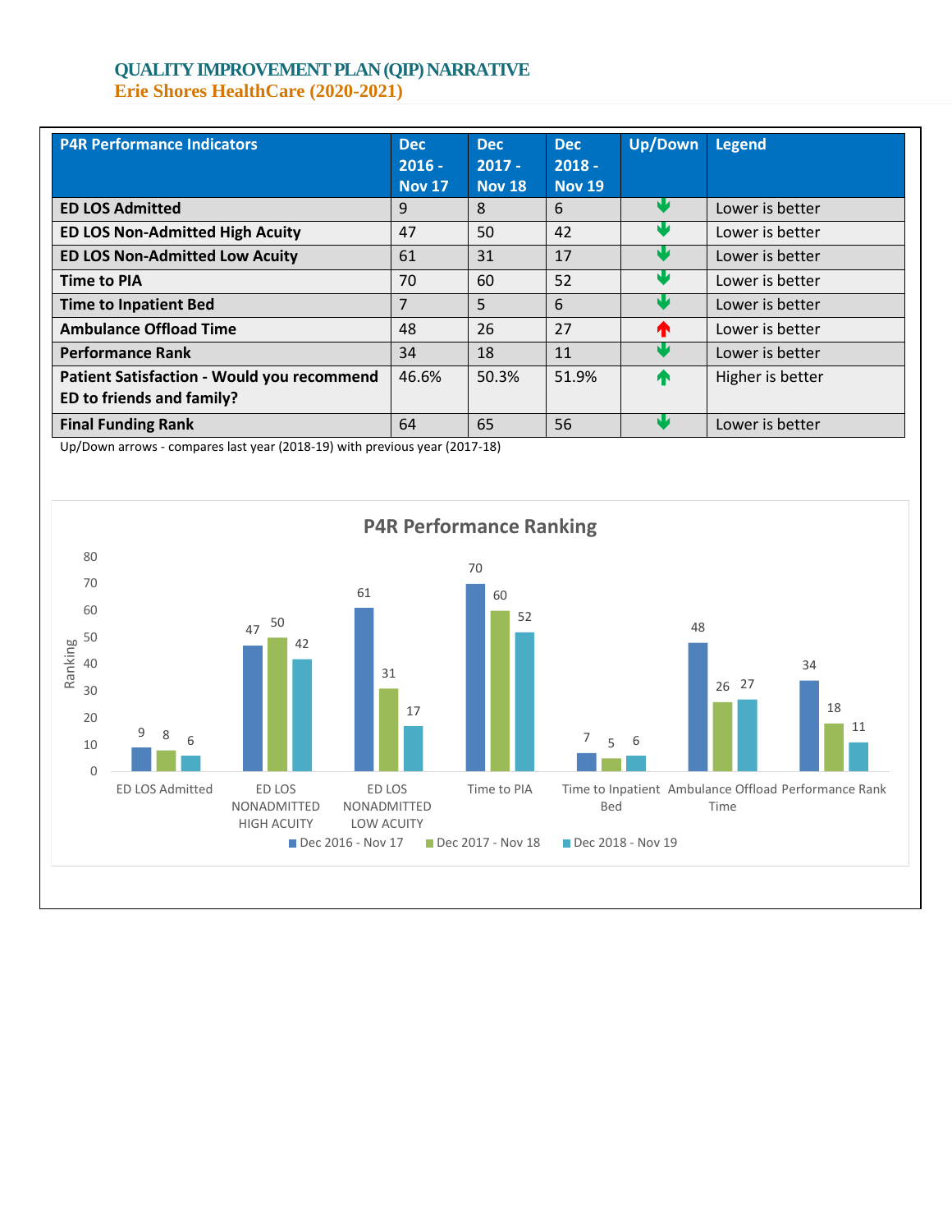# QUALITY IMPROVEMENT PLAN (QIP) NARRATIVE

## Erie Shores HealthCare (2020-2021)

| P4R Performance Indicators | Dec 2016 - Nov 17 | Dec 2017 - Nov 18 | Dec 2018 - Nov 19 | Up/Down | Legend |
|---|---|---|---|---|---|
| **ED LOS Admitted** | 9 | 8 | 6 | ↓ | Lower is better |
| **ED LOS Non-Admitted High Acuity** | 47 | 50 | 42 | ↓ | Lower is better |
| **ED LOS Non-Admitted Low Acuity** | 61 | 31 | 17 | ↓ | Lower is better |
| **Time to PIA** | 70 | 60 | 52 | ↓ | Lower is better |
| **Time to Inpatient Bed** | 7 | 5 | 6 | ↓ | Lower is better |
| **Ambulance Offload Time** | 48 | 26 | 27 | ↑ | Lower is better |
| **Performance Rank** | 34 | 18 | 11 | ↓ | Lower is better |
| **Patient Satisfaction - Would you recommend ED to friends and family?** | 46.6% | 50.3% | 51.9% | ↑ | Higher is better |
| **Final Funding Rank** | 64 | 65 | 56 | ↓ | Lower is better |

Up/Down arrows - compares last year (2018-19) with previous year (2017-18)

**P4R Performance Ranking**

| Ranking | Dec 2016 - Nov 17 | Dec 2017 - Nov 18 | Dec 2018 - Nov 19 |
|---|---|---|---|
| ED LOS Admitted | 9 | 8 | 6 |
| ED LOS NONADMITTED HIGH ACUITY | 47 | 50 | 42 |
| ED LOS NONADMITTED LOW ACUITY | 61 | 31 | 17 |
| Time to PIA | 70 | 60 | 52 |
| Time to Inpatient Bed | 7 | 5 | 6 |
| Ambulance Offload Time | 48 | 26 | 27 |
| Performance Rank | 34 | 18 | 11 |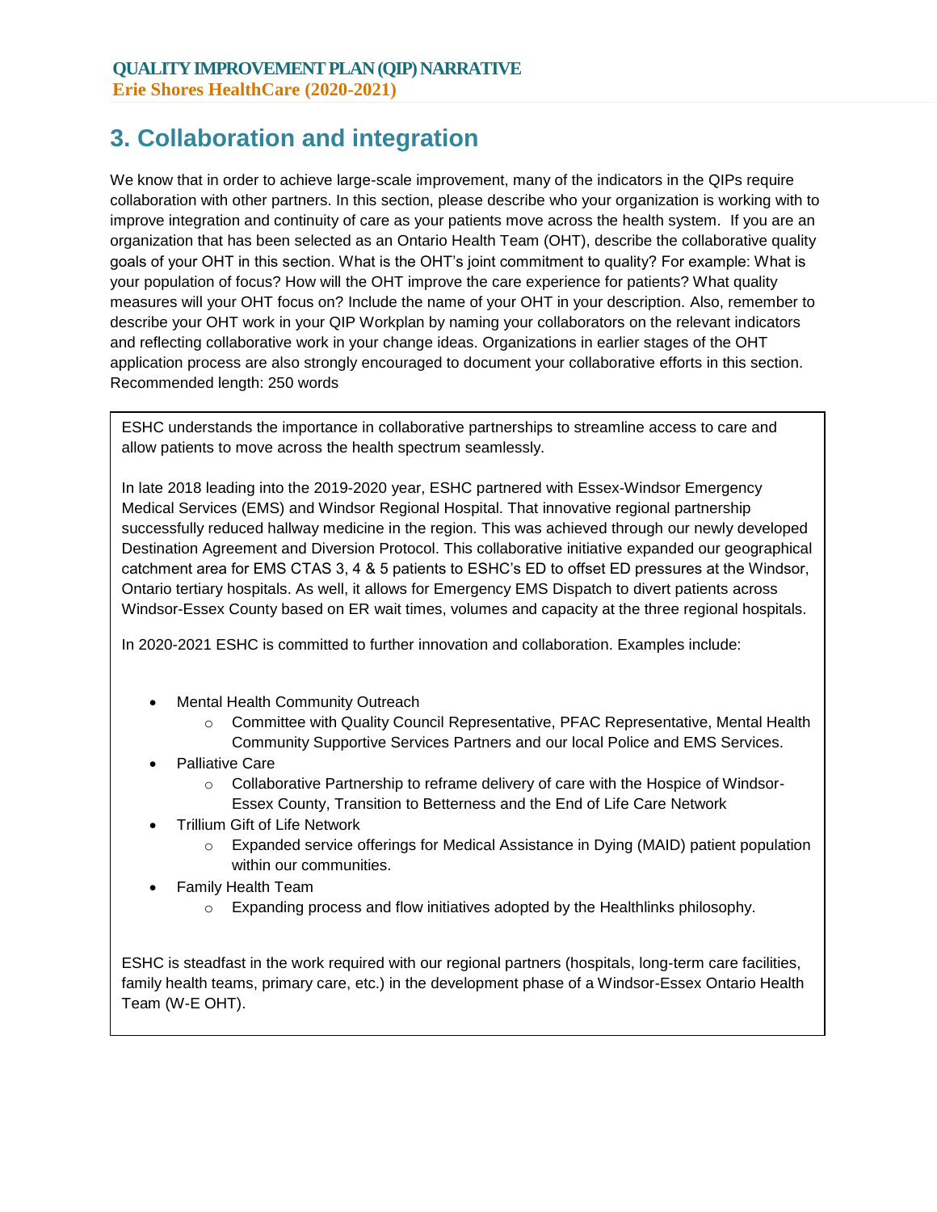# 3. Collaboration and integration

We know that in order to achieve large-scale improvement, many of the indicators in the QIPs require collaboration with other partners. In this section, please describe who your organization is working with to improve integration and continuity of care as your patients move across the health system. If you are an organization that has been selected as an Ontario Health Team (OHT), describe the collaborative quality goals of your OHT in this section. What is the OHT's joint commitment to quality? For example: What is your population of focus? How will the OHT improve the care experience for patients? What quality measures will your OHT focus on? Include the name of your OHT in your description. Also, remember to describe your OHT work in your QIP Workplan by naming your collaborators on the relevant indicators and reflecting collaborative work in your change ideas. Organizations in earlier stages of the OHT application process are also strongly encouraged to document your collaborative efforts in this section. Recommended length: 250 words

ESHC understands the importance in collaborative partnerships to streamline access to care and allow patients to move across the health spectrum seamlessly.

In late 2018 leading into the 2019-2020 year, ESHC partnered with Essex-Windsor Emergency Medical Services (EMS) and Windsor Regional Hospital. That innovative regional partnership successfully reduced hallway medicine in the region. This was achieved through our newly developed Destination Agreement and Diversion Protocol. This collaborative initiative expanded our geographical catchment area for EMS CTAS 3, 4 & 5 patients to ESHC's ED to offset ED pressures at the Windsor, Ontario tertiary hospitals. As well, it allows for Emergency EMS Dispatch to divert patients across Windsor-Essex County based on ER wait times, volumes and capacity at the three regional hospitals.

In 2020-2021 ESHC is committed to further innovation and collaboration. Examples include:

- Mental Health Community Outreach
  - Committee with Quality Council Representative, PFAC Representative, Mental Health Community Supportive Services Partners and our local Police and EMS Services.
- Palliative Care
  - Collaborative Partnership to reframe delivery of care with the Hospice of Windsor-Essex County, Transition to Betterness and the End of Life Care Network
- Trillium Gift of Life Network
  - Expanded service offerings for Medical Assistance in Dying (MAID) patient population within our communities.
- Family Health Team
  - Expanding process and flow initiatives adopted by the Healthlinks philosophy.

ESHC is steadfast in the work required with our regional partners (hospitals, long-term care facilities, family health teams, primary care, etc.) in the development phase of a Windsor-Essex Ontario Health Team (W-E OHT).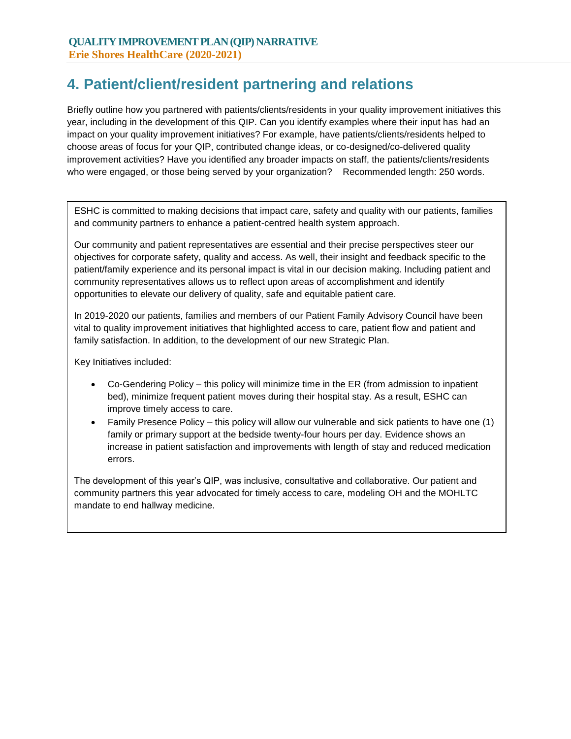## 4. Patient/client/resident partnering and relations

Briefly outline how you partnered with patients/clients/residents in your quality improvement initiatives this year, including in the development of this QIP. Can you identify examples where their input has had an impact on your quality improvement initiatives? For example, have patients/clients/residents helped to choose areas of focus for your QIP, contributed change ideas, or co-designed/co-delivered quality improvement activities? Have you identified any broader impacts on staff, the patients/clients/residents who were engaged, or those being served by your organization? Recommended length: 250 words.

ESHC is committed to making decisions that impact care, safety and quality with our patients, families and community partners to enhance a patient-centred health system approach.

Our community and patient representatives are essential and their precise perspectives steer our objectives for corporate safety, quality and access. As well, their insight and feedback specific to the patient/family experience and its personal impact is vital in our decision making. Including patient and community representatives allows us to reflect upon areas of accomplishment and identify opportunities to elevate our delivery of quality, safe and equitable patient care.

In 2019-2020 our patients, families and members of our Patient Family Advisory Council have been vital to quality improvement initiatives that highlighted access to care, patient flow and patient and family satisfaction. In addition, to the development of our new Strategic Plan.

Key Initiatives included:

- Co-Gendering Policy – this policy will minimize time in the ER (from admission to inpatient bed), minimize frequent patient moves during their hospital stay. As a result, ESHC can improve timely access to care.
- Family Presence Policy – this policy will allow our vulnerable and sick patients to have one (1) family or primary support at the bedside twenty-four hours per day. Evidence shows an increase in patient satisfaction and improvements with length of stay and reduced medication errors.

The development of this year's QIP, was inclusive, consultative and collaborative. Our patient and community partners this year advocated for timely access to care, modeling OH and the MOHLTC mandate to end hallway medicine.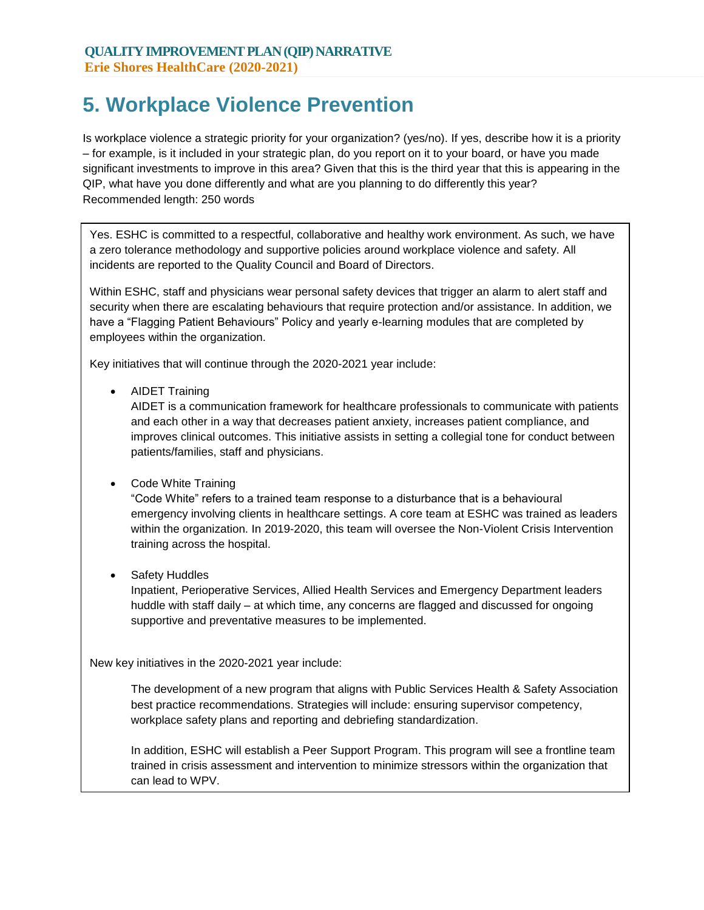# 5. Workplace Violence Prevention

Is workplace violence a strategic priority for your organization? (yes/no). If yes, describe how it is a priority – for example, is it included in your strategic plan, do you report on it to your board, or have you made significant investments to improve in this area? Given that this is the third year that this is appearing in the QIP, what have you done differently and what are you planning to do differently this year? Recommended length: 250 words

Yes. ESHC is committed to a respectful, collaborative and healthy work environment. As such, we have a zero tolerance methodology and supportive policies around workplace violence and safety. All incidents are reported to the Quality Council and Board of Directors.

Within ESHC, staff and physicians wear personal safety devices that trigger an alarm to alert staff and security when there are escalating behaviours that require protection and/or assistance. In addition, we have a "Flagging Patient Behaviours" Policy and yearly e-learning modules that are completed by employees within the organization.

Key initiatives that will continue through the 2020-2021 year include:

- AIDET Training
  AIDET is a communication framework for healthcare professionals to communicate with patients and each other in a way that decreases patient anxiety, increases patient compliance, and improves clinical outcomes. This initiative assists in setting a collegial tone for conduct between patients/families, staff and physicians.

- Code White Training
  "Code White" refers to a trained team response to a disturbance that is a behavioural emergency involving clients in healthcare settings. A core team at ESHC was trained as leaders within the organization. In 2019-2020, this team will oversee the Non-Violent Crisis Intervention training across the hospital.

- Safety Huddles
  Inpatient, Perioperative Services, Allied Health Services and Emergency Department leaders huddle with staff daily – at which time, any concerns are flagged and discussed for ongoing supportive and preventative measures to be implemented.

New key initiatives in the 2020-2021 year include:

The development of a new program that aligns with Public Services Health & Safety Association best practice recommendations. Strategies will include: ensuring supervisor competency, workplace safety plans and reporting and debriefing standardization.

In addition, ESHC will establish a Peer Support Program. This program will see a frontline team trained in crisis assessment and intervention to minimize stressors within the organization that can lead to WPV.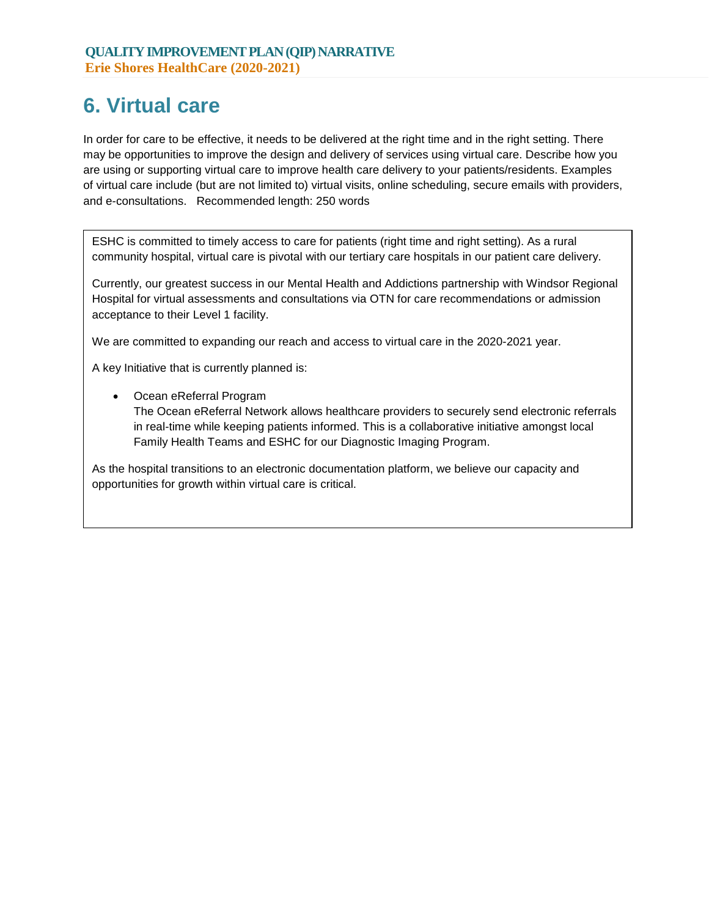# 6. Virtual care

In order for care to be effective, it needs to be delivered at the right time and in the right setting. There may be opportunities to improve the design and delivery of services using virtual care. Describe how you are using or supporting virtual care to improve health care delivery to your patients/residents. Examples of virtual care include (but are not limited to) virtual visits, online scheduling, secure emails with providers, and e-consultations. Recommended length: 250 words

ESHC is committed to timely access to care for patients (right time and right setting). As a rural community hospital, virtual care is pivotal with our tertiary care hospitals in our patient care delivery.

Currently, our greatest success in our Mental Health and Addictions partnership with Windsor Regional Hospital for virtual assessments and consultations via OTN for care recommendations or admission acceptance to their Level 1 facility.

We are committed to expanding our reach and access to virtual care in the 2020-2021 year.

A key Initiative that is currently planned is:

- Ocean eReferral Program
  The Ocean eReferral Network allows healthcare providers to securely send electronic referrals in real-time while keeping patients informed. This is a collaborative initiative amongst local Family Health Teams and ESHC for our Diagnostic Imaging Program.

As the hospital transitions to an electronic documentation platform, we believe our capacity and opportunities for growth within virtual care is critical.